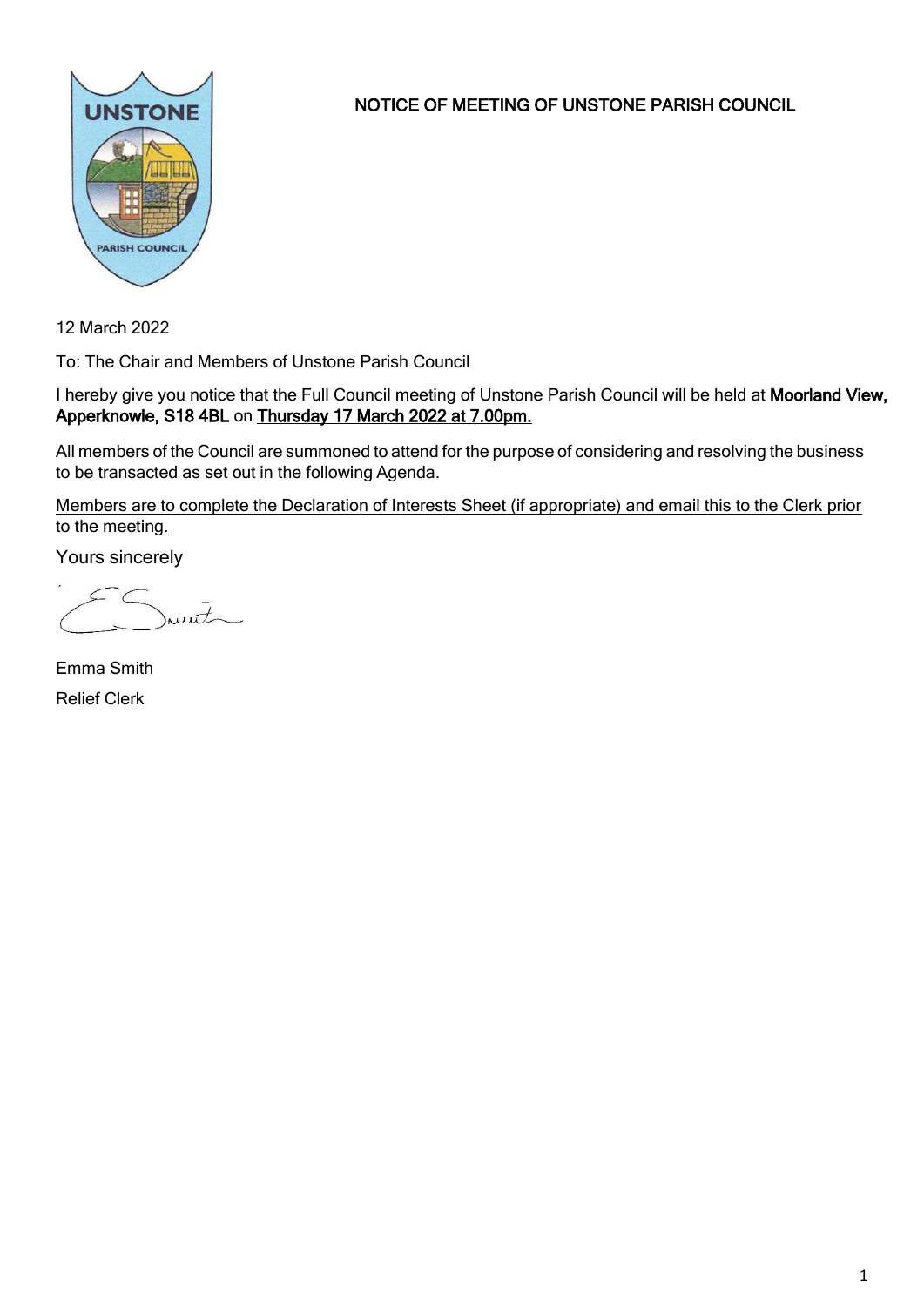# NOTICE OF MEETING OF UNSTONE PARISH COUNCIL

12 March 2022

To: The Chair and Members of Unstone Parish Council

I hereby give you notice that the Full Council meeting of Unstone Parish Council will be held at **Moorland View, Apperknowle, S18 4BL** on **Thursday 17 March 2022 at 7.00pm.**

All members of the Council are summoned to attend for the purpose of considering and resolving the business to be transacted as set out in the following Agenda.

Members are to complete the Declaration of Interests Sheet (if appropriate) and email this to the Clerk prior to the meeting.

Yours sincerely

Emma Smith

Relief Clerk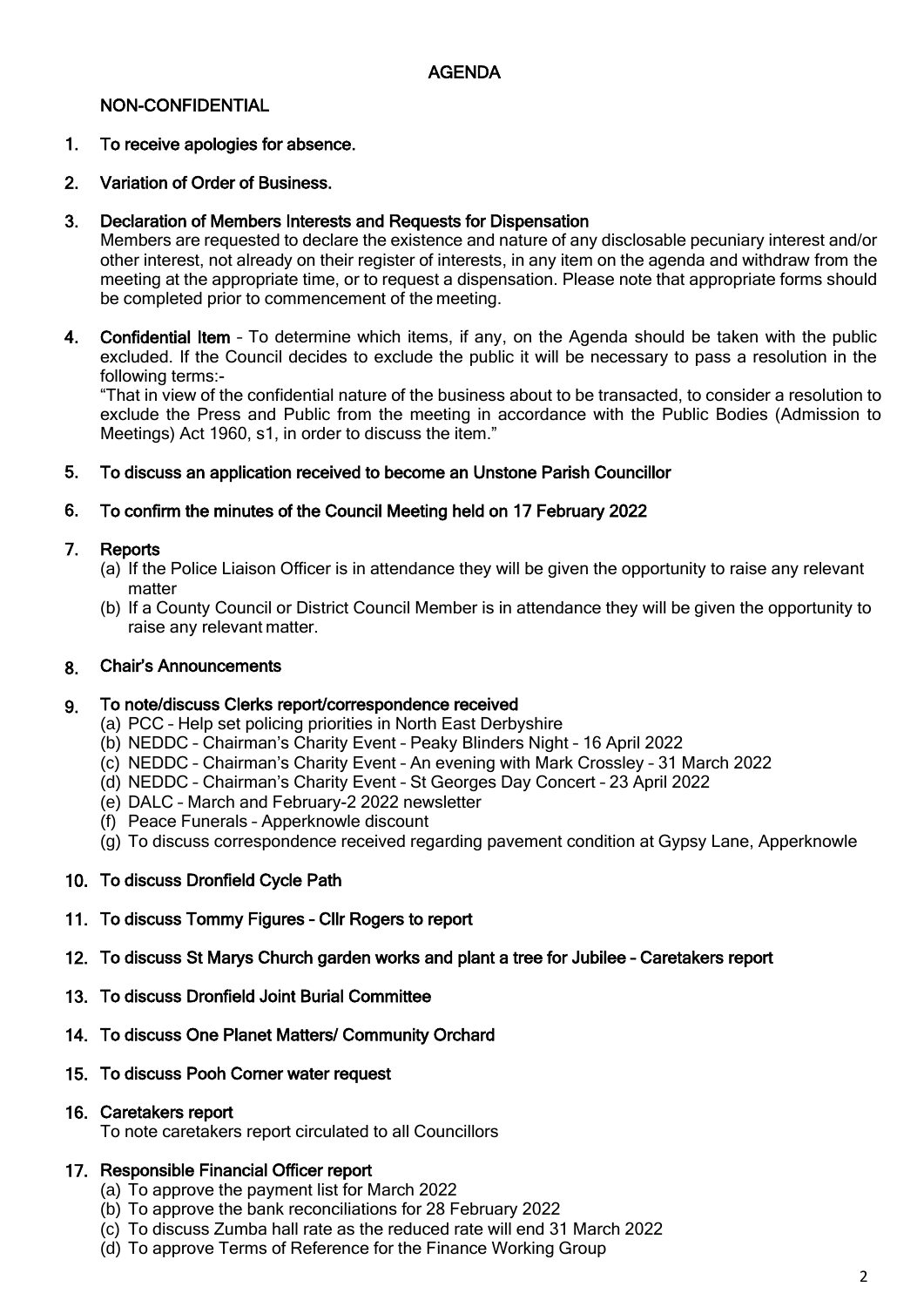## AGENDA

### NON-CONFIDENTIAL

1. **To receive apologies for absence.**

2. **Variation of Order of Business.**

3. **Declaration of Members Interests and Requests for Dispensation**
   Members are requested to declare the existence and nature of any disclosable pecuniary interest and/or other interest, not already on their register of interests, in any item on the agenda and withdraw from the meeting at the appropriate time, or to request a dispensation. Please note that appropriate forms should be completed prior to commencement of the meeting.

4. **Confidential Item** – To determine which items, if any, on the Agenda should be taken with the public excluded. If the Council decides to exclude the public it will be necessary to pass a resolution in the following terms:-
   "That in view of the confidential nature of the business about to be transacted, to consider a resolution to exclude the Press and Public from the meeting in accordance with the Public Bodies (Admission to Meetings) Act 1960, s1, in order to discuss the item."

5. **To discuss an application received to become an Unstone Parish Councillor**

6. **To confirm the minutes of the Council Meeting held on 17 February 2022**

7. **Reports**
   (a) If the Police Liaison Officer is in attendance they will be given the opportunity to raise any relevant matter
   (b) If a County Council or District Council Member is in attendance they will be given the opportunity to raise any relevant matter.

8. **Chair's Announcements**

9. **To note/discuss Clerks report/correspondence received**
   (a) PCC – Help set policing priorities in North East Derbyshire
   (b) NEDDC – Chairman's Charity Event – Peaky Blinders Night – 16 April 2022
   (c) NEDDC – Chairman's Charity Event – An evening with Mark Crossley – 31 March 2022
   (d) NEDDC – Chairman's Charity Event – St Georges Day Concert – 23 April 2022
   (e) DALC – March and February-2 2022 newsletter
   (f) Peace Funerals – Apperknowle discount
   (g) To discuss correspondence received regarding pavement condition at Gypsy Lane, Apperknowle

10. **To discuss Dronfield Cycle Path**

11. **To discuss Tommy Figures – Cllr Rogers to report**

12. **To discuss St Marys Church garden works and plant a tree for Jubilee – Caretakers report**

13. **To discuss Dronfield Joint Burial Committee**

14. **To discuss One Planet Matters/ Community Orchard**

15. **To discuss Pooh Corner water request**

16. **Caretakers report**
    To note caretakers report circulated to all Councillors

17. **Responsible Financial Officer report**
    (a) To approve the payment list for March 2022
    (b) To approve the bank reconciliations for 28 February 2022
    (c) To discuss Zumba hall rate as the reduced rate will end 31 March 2022
    (d) To approve Terms of Reference for the Finance Working Group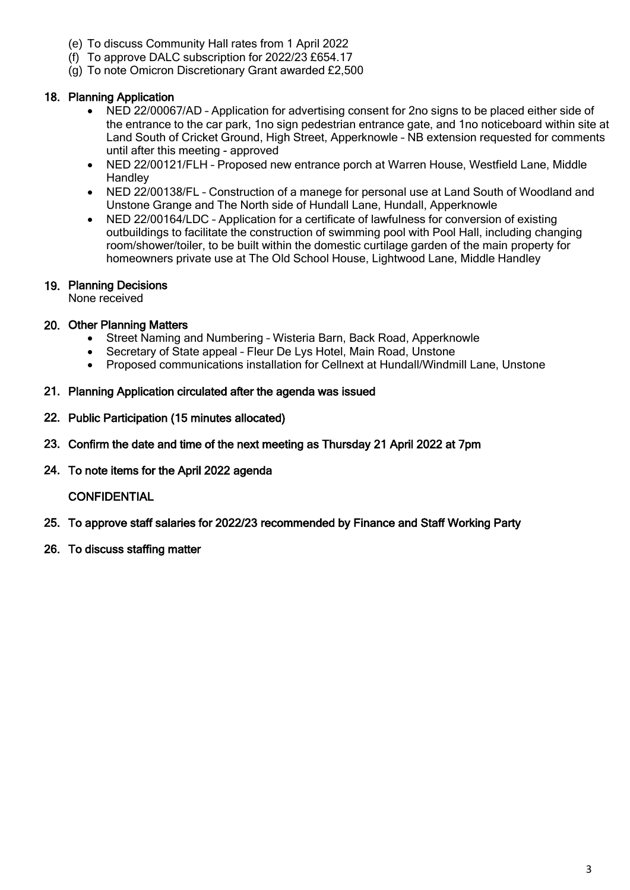(e) To discuss Community Hall rates from 1 April 2022
(f) To approve DALC subscription for 2022/23 £654.17
(g) To note Omicron Discretionary Grant awarded £2,500

**18. Planning Application**

- NED 22/00067/AD – Application for advertising consent for 2no signs to be placed either side of the entrance to the car park, 1no sign pedestrian entrance gate, and 1no noticeboard within site at Land South of Cricket Ground, High Street, Apperknowle – NB extension requested for comments until after this meeting - approved
- NED 22/00121/FLH – Proposed new entrance porch at Warren House, Westfield Lane, Middle Handley
- NED 22/00138/FL – Construction of a manege for personal use at Land South of Woodland and Unstone Grange and The North side of Hundall Lane, Hundall, Apperknowle
- NED 22/00164/LDC – Application for a certificate of lawfulness for conversion of existing outbuildings to facilitate the construction of swimming pool with Pool Hall, including changing room/shower/toiler, to be built within the domestic curtilage garden of the main property for homeowners private use at The Old School House, Lightwood Lane, Middle Handley

**19. Planning Decisions**

None received

**20. Other Planning Matters**

- Street Naming and Numbering – Wisteria Barn, Back Road, Apperknowle
- Secretary of State appeal – Fleur De Lys Hotel, Main Road, Unstone
- Proposed communications installation for Cellnext at Hundall/Windmill Lane, Unstone

**21. Planning Application circulated after the agenda was issued**

**22. Public Participation (15 minutes allocated)**

**23. Confirm the date and time of the next meeting as Thursday 21 April 2022 at 7pm**

**24. To note items for the April 2022 agenda**

**CONFIDENTIAL**

**25. To approve staff salaries for 2022/23 recommended by Finance and Staff Working Party**

**26. To discuss staffing matter**